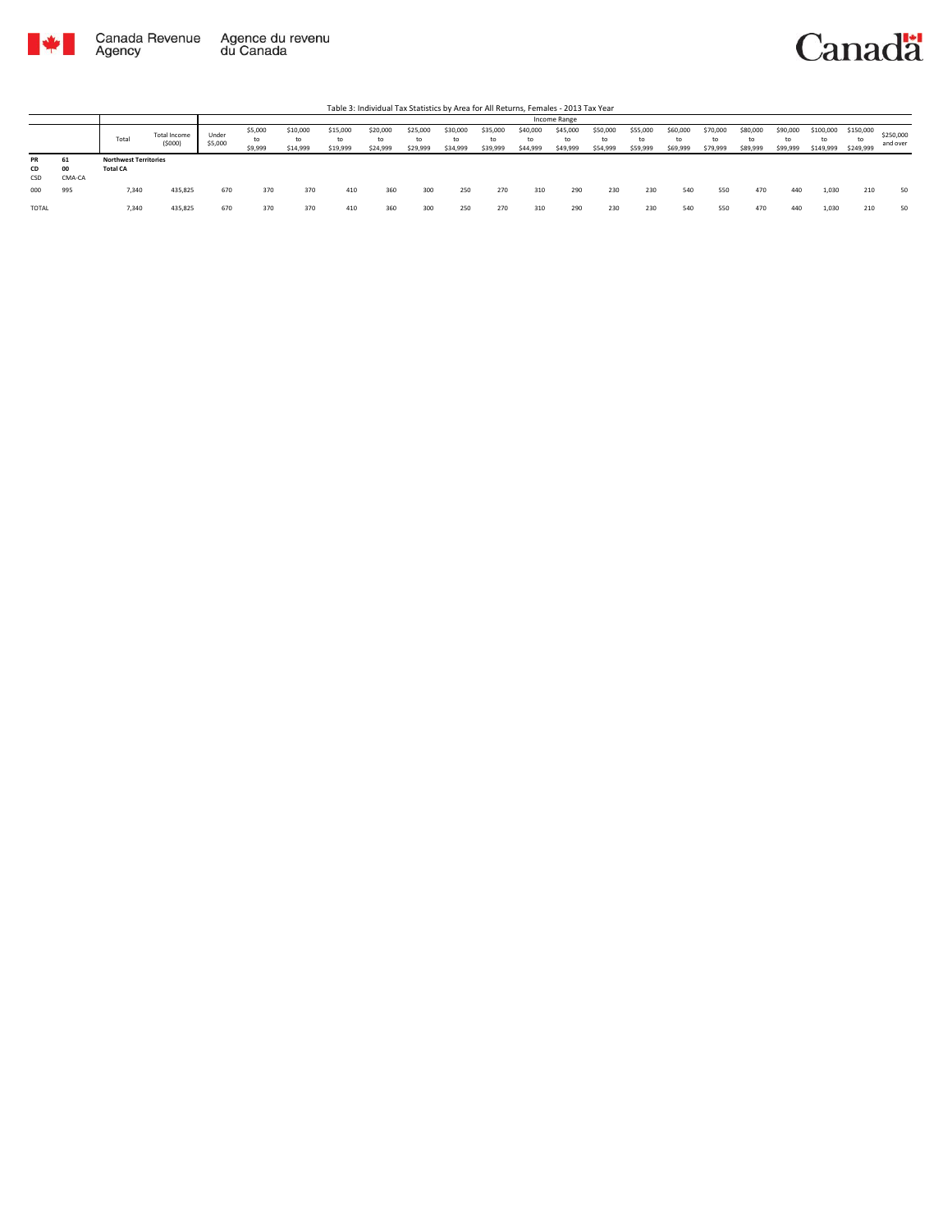Table 3: Individual Tax Statistics by Area for All Returns, Females - 2013 Tax Year

| | | Total | Total Income ($000) | Income Range | | | | | | | | | | | | | | | | | | | |
|---|---|---|---|---|---|---|---|---|---|---|---|---|---|---|---|---|---|---|---|---|---|---|---|
| | | | | Under $5,000 | $5,000 to $9,999 | $10,000 to $14,999 | $15,000 to $19,999 | $20,000 to $24,999 | $25,000 to $29,999 | $30,000 to $34,999 | $35,000 to $39,999 | $40,000 to $44,999 | $45,000 to $49,999 | $50,000 to $54,999 | $55,000 to $59,999 | $60,000 to $69,999 | $70,000 to $79,999 | $80,000 to $89,999 | $90,000 to $99,999 | $100,000 to $149,999 | $150,000 to $249,999 | $250,000 and over |
| **PR** | **61** | **Northwest Territories** | | | | | | | | | | | | | | | | | | | | | |
| **CD** | **00** | **Total CA** | | | | | | | | | | | | | | | | | | | | | |
| CSD | CMA-CA | | | | | | | | | | | | | | | | | | | | | | |
| 000 | 995 | 7,340 | 435,825 | 670 | 370 | 370 | 410 | 360 | 300 | 250 | 270 | 310 | 290 | 230 | 230 | 540 | 550 | 470 | 440 | 1,030 | 210 | 50 |
| TOTAL | | 7,340 | 435,825 | 670 | 370 | 370 | 410 | 360 | 300 | 250 | 270 | 310 | 290 | 230 | 230 | 540 | 550 | 470 | 440 | 1,030 | 210 | 50 |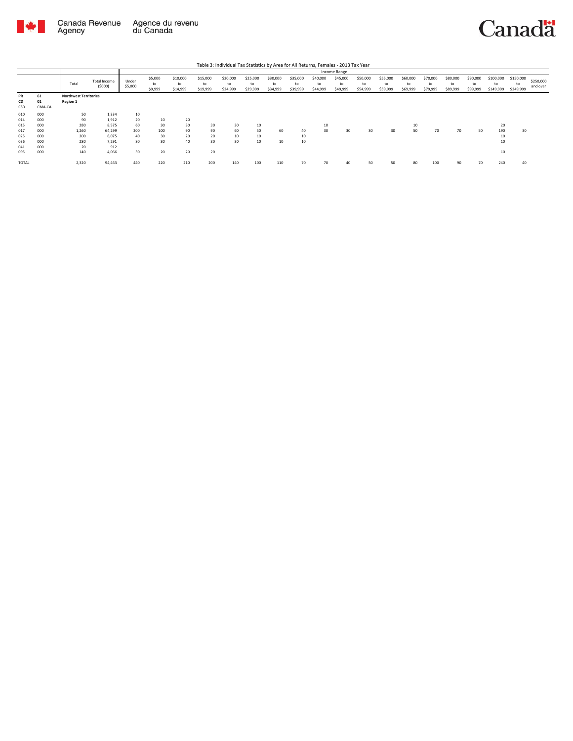Table 3: Individual Tax Statistics by Area for All Returns, Females - 2013 Tax Year

| | | Total | Total Income ($000) | Income Range | | | | | | | | | | | | | | | | | | |
|---|---|---|---|---|---|---|---|---|---|---|---|---|---|---|---|---|---|---|---|---|---|---|
| | | | | Under $5,000 | $5,000 to $9,999 | $10,000 to $14,999 | $15,000 to $19,999 | $20,000 to $24,999 | $25,000 to $29,999 | $30,000 to $34,999 | $35,000 to $39,999 | $40,000 to $44,999 | $45,000 to $49,999 | $50,000 to $54,999 | $55,000 to $59,999 | $60,000 to $69,999 | $70,000 to $79,999 | $80,000 to $89,999 | $90,000 to $99,999 | $100,000 to $149,999 | $150,000 to $249,999 | $250,000 and over |
| **PR** | **61** | **Northwest Territories** | | | | | | | | | | | | | | | | | | | | |
| **CD** | **01** | **Region 1** | | | | | | | | | | | | | | | | | | | | |
| CSD | CMA-CA | | | | | | | | | | | | | | | | | | | | | |
| 010 | 000 | 50 | 1,334 | 10 | | | | | | | | | | | | | | | | | | |
| 014 | 000 | 90 | 1,912 | 20 | 10 | 20 | | | | | | | | | | | | | | | | |
| 015 | 000 | 280 | 8,575 | 60 | 30 | 30 | 30 | 30 | 10 | | | 10 | | | | 10 | | | | 20 | | |
| 017 | 000 | 1,260 | 64,299 | 200 | 100 | 90 | 90 | 60 | 50 | 60 | 40 | 30 | 30 | 30 | 30 | 50 | 70 | 70 | 50 | 190 | 30 | |
| 025 | 000 | 200 | 6,075 | 40 | 30 | 20 | 20 | 10 | 10 | | 10 | | | | | | | | | 10 | | |
| 036 | 000 | 280 | 7,291 | 80 | 30 | 40 | 30 | 30 | 10 | 10 | 10 | | | | | | | | | 10 | | |
| 041 | 000 | 20 | 912 | | | | | | | | | | | | | | | | | | | |
| 095 | 000 | 140 | 4,066 | 30 | 20 | 20 | 20 | | | | | | | | | | | | | 10 | | |
| TOTAL | | 2,320 | 94,463 | 440 | 220 | 210 | 200 | 140 | 100 | 110 | 70 | 70 | 40 | 50 | 50 | 80 | 100 | 90 | 70 | 240 | 40 | |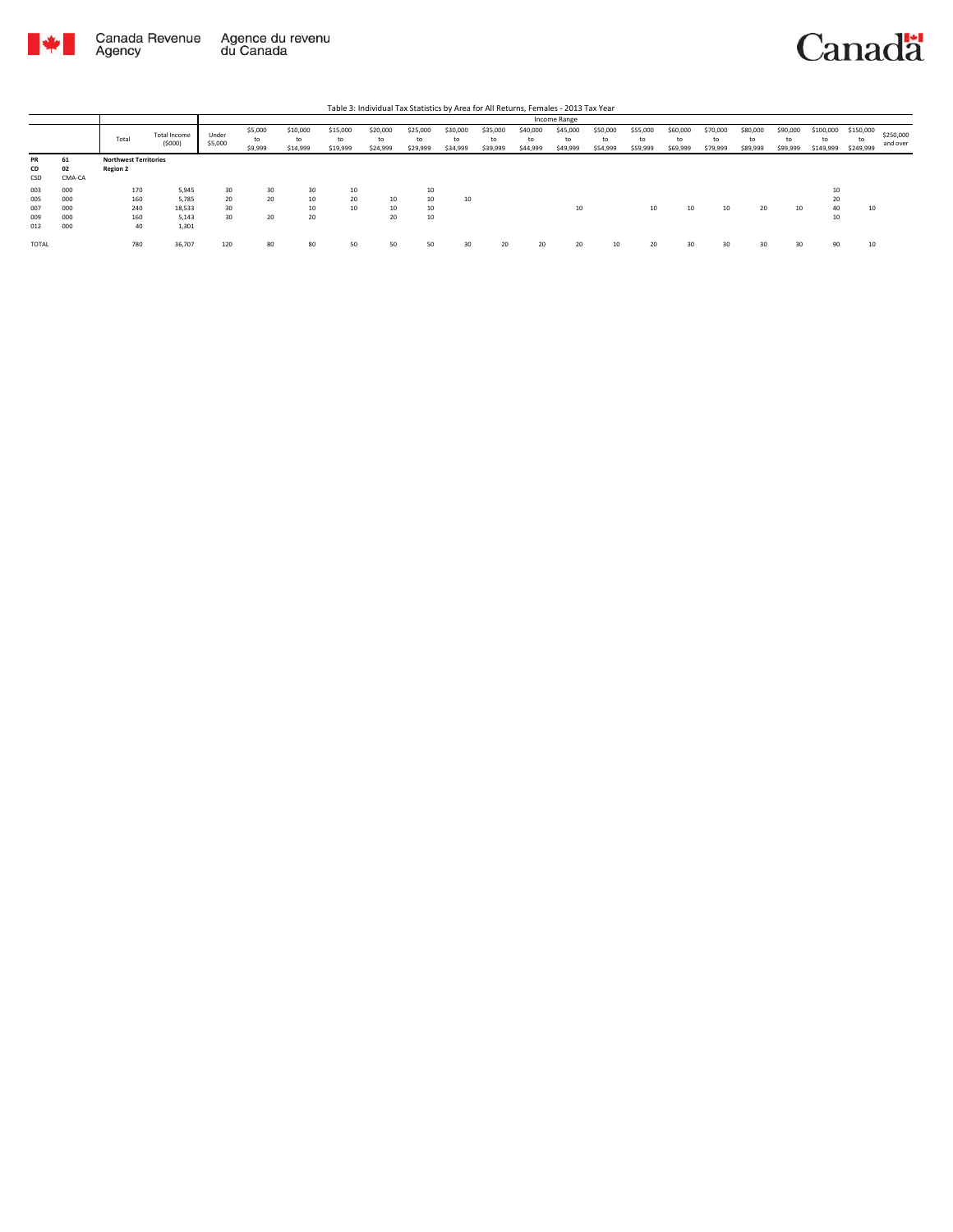Table 3: Individual Tax Statistics by Area for All Returns, Females - 2013 Tax Year

| | | Total | Total Income ($000) | Income Range | | | | | | | | | | | | | | | | | | |
|---|---|---|---|---|---|---|---|---|---|---|---|---|---|---|---|---|---|---|---|---|---|---|
| | | | | Under $5,000 | $5,000 to $9,999 | $10,000 to $14,999 | $15,000 to $19,999 | $20,000 to $24,999 | $25,000 to $29,999 | $30,000 to $34,999 | $35,000 to $39,999 | $40,000 to $44,999 | $45,000 to $49,999 | $50,000 to $54,999 | $55,000 to $59,999 | $60,000 to $69,999 | $70,000 to $79,999 | $80,000 to $89,999 | $90,000 to $99,999 | $100,000 to $149,999 | $150,000 to $249,999 | $250,000 and over |
| **PR** | **61** | **Northwest Territories** | | | | | | | | | | | | | | | | | | | | |
| **CD** | **02** | **Region 2** | | | | | | | | | | | | | | | | | | | | |
| CSD | CMA-CA | | | | | | | | | | | | | | | | | | | | | |
| 003 | 000 | 170 | 5,945 | 30 | 30 | 30 | 10 | | 10 | | | | | | | | | | | 10 | | |
| 005 | 000 | 160 | 5,785 | 20 | 20 | 10 | 20 | 10 | 10 | 10 | | | | | | | | | | 20 | | |
| 007 | 000 | 240 | 18,533 | 30 | | 10 | 10 | 10 | 10 | | | | 10 | | 10 | 10 | 10 | 20 | 10 | 40 | 10 | |
| 009 | 000 | 160 | 5,143 | 30 | 20 | 20 | | 20 | 10 | | | | | | | | | | | 10 | | |
| 012 | 000 | 40 | 1,301 | | | | | | | | | | | | | | | | | | | |
| TOTAL | | 780 | 36,707 | 120 | 80 | 80 | 50 | 50 | 50 | 30 | 20 | 20 | 20 | 10 | 20 | 30 | 30 | 30 | 30 | 90 | 10 | |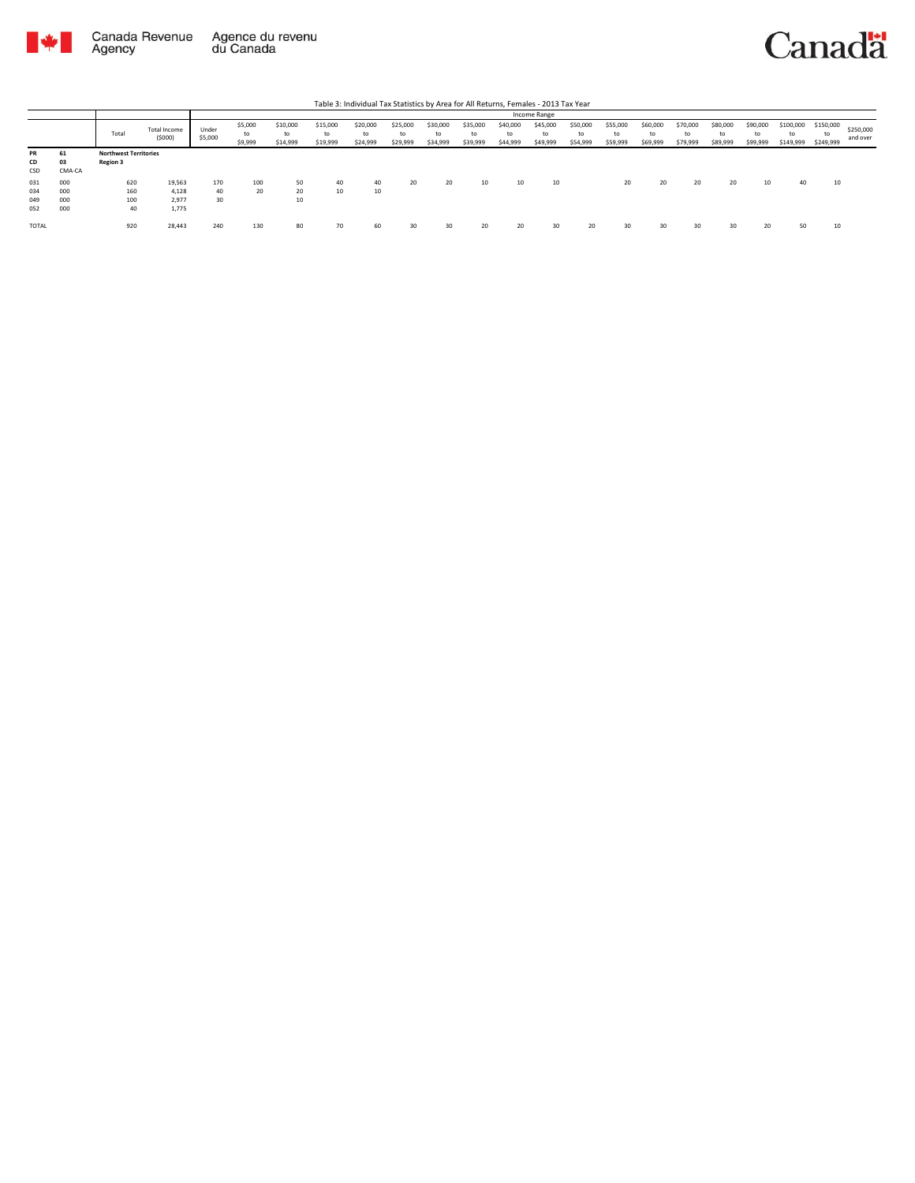Table 3: Individual Tax Statistics by Area for All Returns, Females - 2013 Tax Year

| | | Total | Total Income ($000) | Income Range | | | | | | | | | | | | | | | | | | |
|---|---|---|---|---|---|---|---|---|---|---|---|---|---|---|---|---|---|---|---|---|---|---|
| | | | | Under $5,000 | $5,000 to $9,999 | $10,000 to $14,999 | $15,000 to $19,999 | $20,000 to $24,999 | $25,000 to $29,999 | $30,000 to $34,999 | $35,000 to $39,999 | $40,000 to $44,999 | $45,000 to $49,999 | $50,000 to $54,999 | $55,000 to $59,999 | $60,000 to $69,999 | $70,000 to $79,999 | $80,000 to $89,999 | $90,000 to $99,999 | $100,000 to $149,999 | $150,000 to $249,999 | $250,000 and over |
| **PR** | **61** | **Northwest Territories** | | | | | | | | | | | | | | | | | | | | |
| **CD** | **03** | **Region 3** | | | | | | | | | | | | | | | | | | | | |
| CSD | CMA-CA | | | | | | | | | | | | | | | | | | | | | |
| 031 | 000 | 620 | 19,563 | 170 | 100 | 50 | 40 | 40 | 20 | 20 | 10 | 10 | 10 | | 20 | 20 | 20 | 20 | 10 | 40 | 10 | |
| 034 | 000 | 160 | 4,128 | 40 | 20 | 20 | 10 | 10 | | | | | | | | | | | | | | |
| 049 | 000 | 100 | 2,977 | 30 | | 10 | | | | | | | | | | | | | | | | |
| 052 | 000 | 40 | 1,775 | | | | | | | | | | | | | | | | | | | |
| TOTAL | | 920 | 28,443 | 240 | 130 | 80 | 70 | 60 | 30 | 30 | 20 | 20 | 30 | 20 | 30 | 30 | 30 | 30 | 20 | 50 | 10 | |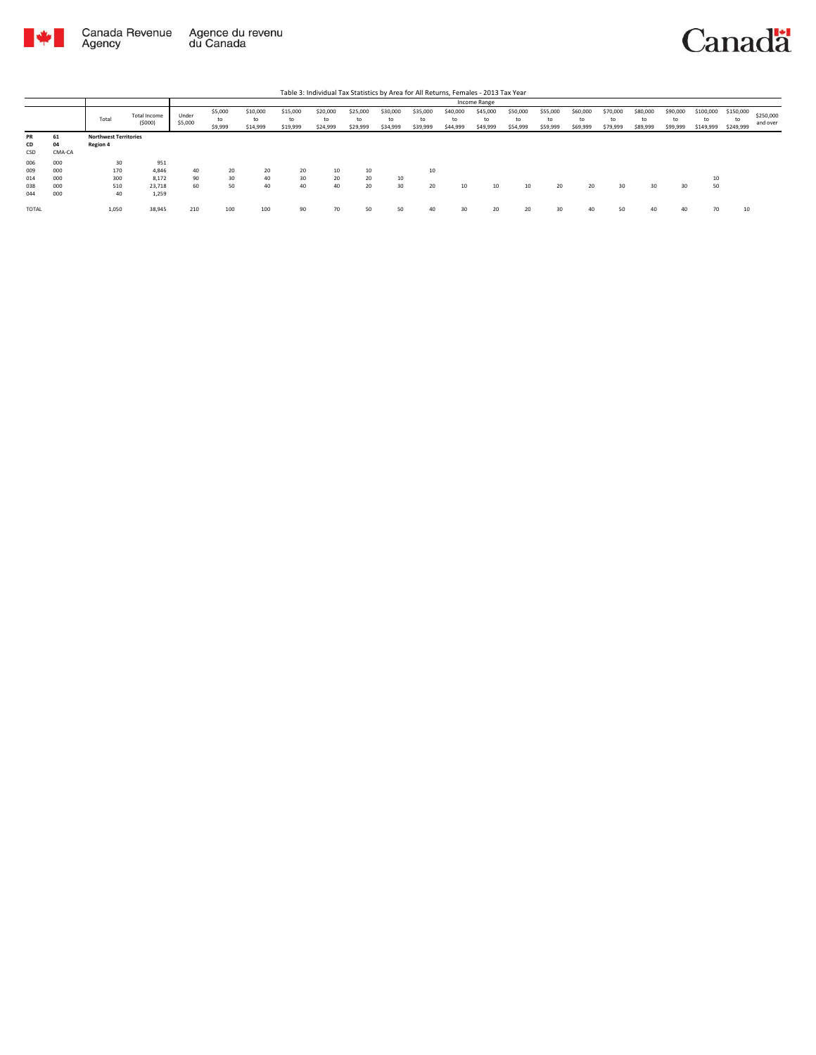Table 3: Individual Tax Statistics by Area for All Returns, Females - 2013 Tax Year

| | | Total | Total Income ($000) | Income Range | | | | | | | | | | | | | | | | | | |
|---|---|---|---|---|---|---|---|---|---|---|---|---|---|---|---|---|---|---|---|---|---|---|
| | | | | Under $5,000 | $5,000 to $9,999 | $10,000 to $14,999 | $15,000 to $19,999 | $20,000 to $24,999 | $25,000 to $29,999 | $30,000 to $34,999 | $35,000 to $39,999 | $40,000 to $44,999 | $45,000 to $49,999 | $50,000 to $54,999 | $55,000 to $59,999 | $60,000 to $69,999 | $70,000 to $79,999 | $80,000 to $89,999 | $90,000 to $99,999 | $100,000 to $149,999 | $150,000 to $249,999 | $250,000 and over |
| **PR** | **61** | **Northwest Territories** | | | | | | | | | | | | | | | | | | | | |
| **CD** | **04** | **Region 4** | | | | | | | | | | | | | | | | | | | | |
| CSD | CMA-CA | | | | | | | | | | | | | | | | | | | | | |
| 006 | 000 | 30 | 951 | | | | | | | | | | | | | | | | | | | |
| 009 | 000 | 170 | 4,846 | 40 | 20 | 20 | 20 | 10 | 10 | | 10 | | | | | | | | | | | |
| 014 | 000 | 300 | 8,172 | 90 | 30 | 40 | 30 | 20 | 20 | 10 | | | | | | | | | | 10 | | |
| 038 | 000 | 510 | 23,718 | 60 | 50 | 40 | 40 | 40 | 20 | 30 | 20 | 10 | 10 | 10 | 20 | 20 | 30 | 30 | 30 | 50 | | |
| 044 | 000 | 40 | 1,259 | | | | | | | | | | | | | | | | | | | |
| TOTAL | | 1,050 | 38,945 | 210 | 100 | 100 | 90 | 70 | 50 | 50 | 40 | 30 | 20 | 20 | 30 | 40 | 50 | 40 | 40 | 70 | 10 | |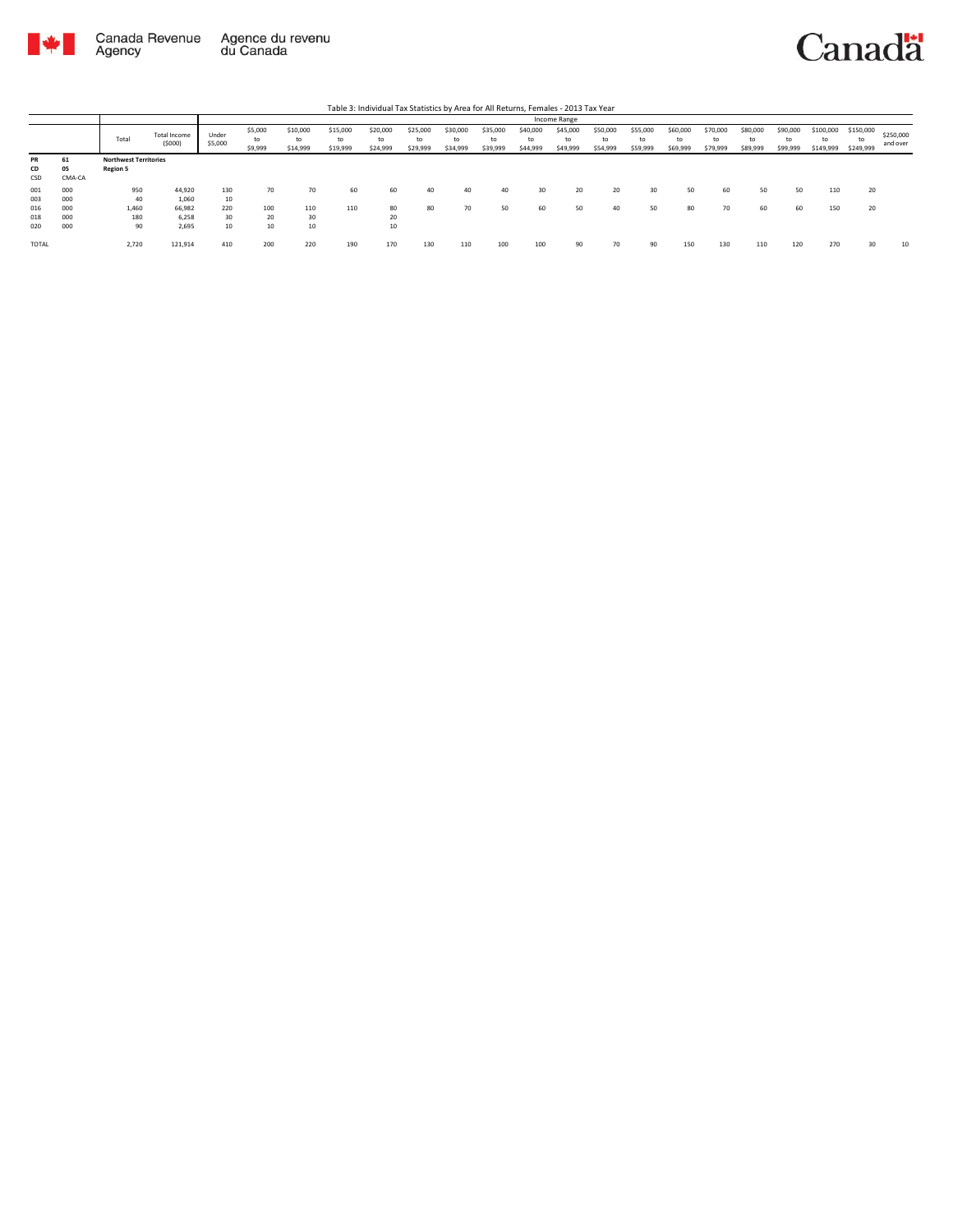Table 3: Individual Tax Statistics by Area for All Returns, Females - 2013 Tax Year

| | | | | Income Range | | | | | | | | | | | | | | | | | | |
|---|---|---|---|---|---|---|---|---|---|---|---|---|---|---|---|---|---|---|---|---|---|---|
| | | Total | Total Income ($000) | Under $5,000 | $5,000 to $9,999 | $10,000 to $14,999 | $15,000 to $19,999 | $20,000 to $24,999 | $25,000 to $29,999 | $30,000 to $34,999 | $35,000 to $39,999 | $40,000 to $44,999 | $45,000 to $49,999 | $50,000 to $54,999 | $55,000 to $59,999 | $60,000 to $69,999 | $70,000 to $79,999 | $80,000 to $89,999 | $90,000 to $99,999 | $100,000 to $149,999 | $150,000 to $249,999 | $250,000 and over |
| **PR** | **61** | **Northwest Territories** | | | | | | | | | | | | | | | | | | | | |
| **CD** | **05** | **Region 5** | | | | | | | | | | | | | | | | | | | | |
| CSD | CMA-CA | | | | | | | | | | | | | | | | | | | | | |
| 001 | 000 | 950 | 44,920 | 130 | 70 | 70 | 60 | 60 | 40 | 40 | 40 | 30 | 20 | 20 | 30 | 50 | 60 | 50 | 50 | 110 | 20 | |
| 003 | 000 | 40 | 1,060 | 10 | | | | | | | | | | | | | | | | | | |
| 016 | 000 | 1,460 | 66,982 | 220 | 100 | 110 | 110 | 80 | 80 | 70 | 50 | 60 | 50 | 40 | 50 | 80 | 70 | 60 | 60 | 150 | 20 | |
| 018 | 000 | 180 | 6,258 | 30 | 20 | 30 | | 20 | | | | | | | | | | | | | | |
| 020 | 000 | 90 | 2,695 | 10 | 10 | 10 | | 10 | | | | | | | | | | | | | | |
| TOTAL | | 2,720 | 121,914 | 410 | 200 | 220 | 190 | 170 | 130 | 110 | 100 | 100 | 90 | 70 | 90 | 150 | 130 | 110 | 120 | 270 | 30 | 10 |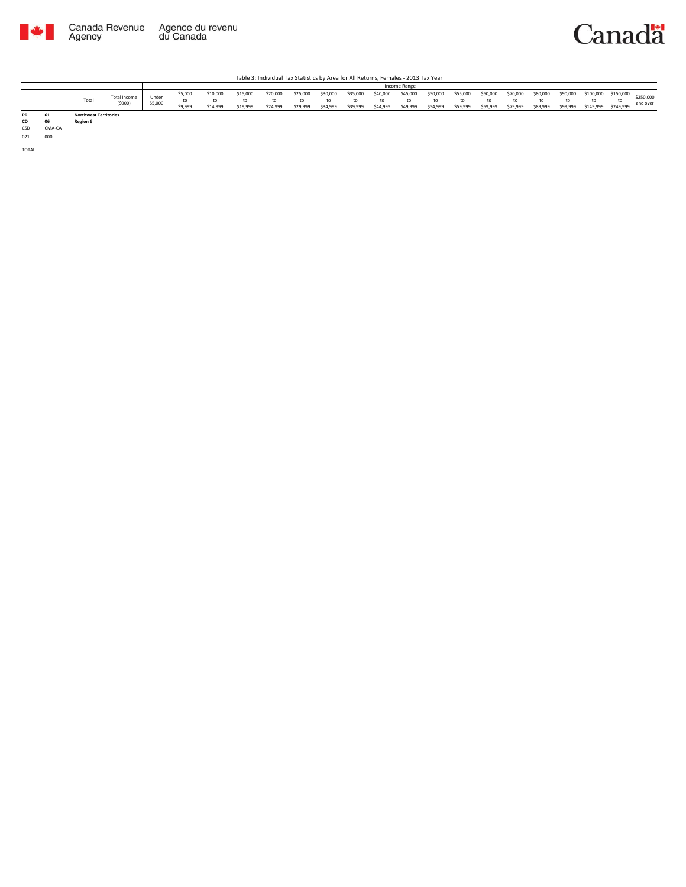Table 3: Individual Tax Statistics by Area for All Returns, Females - 2013 Tax Year

| | | Total | Total Income ($000) | Income Range | | | | | | | | | | | | | | | | | | | |
|---|---|---|---|---|---|---|---|---|---|---|---|---|---|---|---|---|---|---|---|---|---|---|---|
| | | | | Under $5,000 | $5,000 to $9,999 | $10,000 to $14,999 | $15,000 to $19,999 | $20,000 to $24,999 | $25,000 to $29,999 | $30,000 to $34,999 | $35,000 to $39,999 | $40,000 to $44,999 | $45,000 to $49,999 | $50,000 to $54,999 | $55,000 to $59,999 | $60,000 to $69,999 | $70,000 to $79,999 | $80,000 to $89,999 | $90,000 to $99,999 | $100,000 to $149,999 | $150,000 to $249,999 | $250,000 and over |
| **PR** | **61** | **Northwest Territories** | | | | | | | | | | | | | | | | | | | | | |
| **CD** | **06** | **Region 6** | | | | | | | | | | | | | | | | | | | | | |
| CSD | CMA-CA | | | | | | | | | | | | | | | | | | | | | | |
| 021 | 000 | | | | | | | | | | | | | | | | | | | | | | |
| TOTAL | | | | | | | | | | | | | | | | | | | | | | | |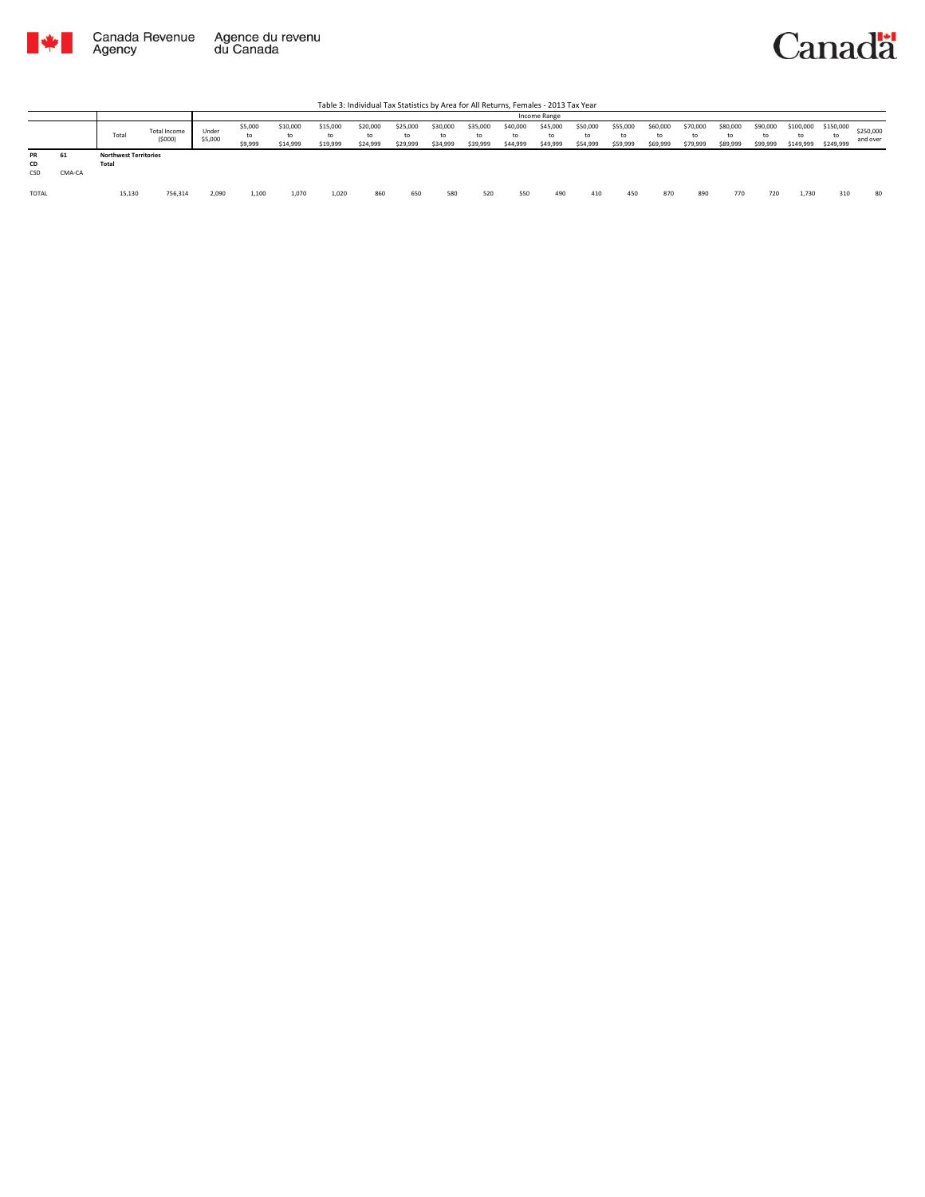Canada Revenue Agency | Agence du revenu du Canada

Table 3: Individual Tax Statistics by Area for All Returns, Females - 2013 Tax Year

| | | | | Income Range | | | | | | | | | | | | | | | | | | | |
|---|---|---|---|---|---|---|---|---|---|---|---|---|---|---|---|---|---|---|---|---|---|---|---|
| | | Total | Total Income ($000) | Under $5,000 | $5,000 to $9,999 | $10,000 to $14,999 | $15,000 to $19,999 | $20,000 to $24,999 | $25,000 to $29,999 | $30,000 to $34,999 | $35,000 to $39,999 | $40,000 to $44,999 | $45,000 to $49,999 | $50,000 to $54,999 | $55,000 to $59,999 | $60,000 to $69,999 | $70,000 to $79,999 | $80,000 to $89,999 | $90,000 to $99,999 | $100,000 to $149,999 | $150,000 to $249,999 | $250,000 and over |
| PR | 61 | **Northwest Territories** | | | | | | | | | | | | | | | | | | | | | |
| CD | | **Total** | | | | | | | | | | | | | | | | | | | | | |
| CSD | CMA-CA | | | | | | | | | | | | | | | | | | | | | | |
| TOTAL | | 15,130 | 756,314 | 2,090 | 1,100 | 1,070 | 1,020 | 860 | 650 | 580 | 520 | 550 | 490 | 410 | 450 | 870 | 890 | 770 | 720 | 1,730 | 310 | 80 |